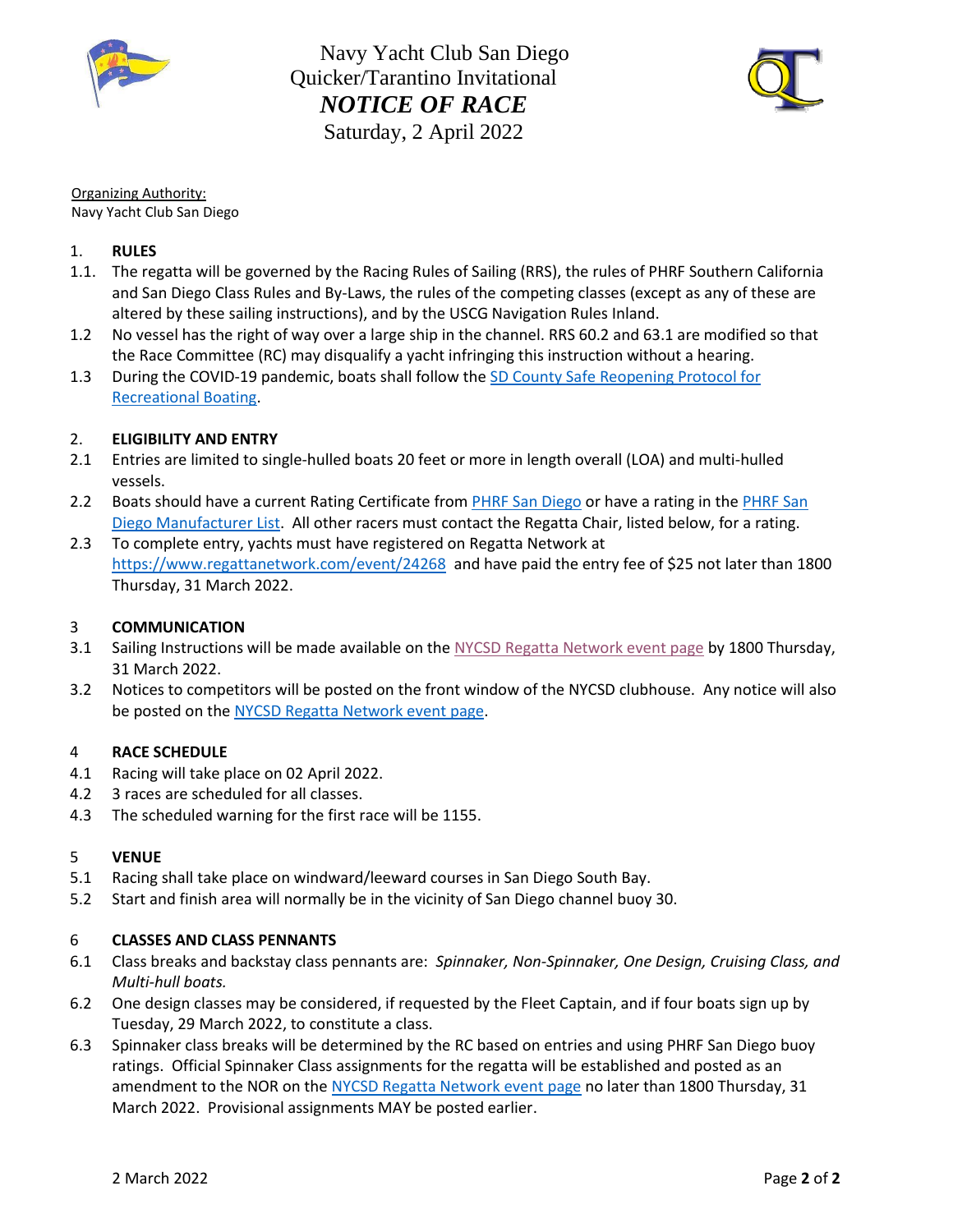# Navy Yacht Club San Diego
## Quicker/Tarantino Invitational
## *NOTICE OF RACE*
## Saturday, 2 April 2022

Organizing Authority:
Navy Yacht Club San Diego

### 1. RULES

1.1. The regatta will be governed by the Racing Rules of Sailing (RRS), the rules of PHRF Southern California and San Diego Class Rules and By-Laws, the rules of the competing classes (except as any of these are altered by these sailing instructions), and by the USCG Navigation Rules Inland.

1.2 No vessel has the right of way over a large ship in the channel. RRS 60.2 and 63.1 are modified so that the Race Committee (RC) may disqualify a yacht infringing this instruction without a hearing.

1.3 During the COVID-19 pandemic, boats shall follow the SD County Safe Reopening Protocol for Recreational Boating.

### 2. ELIGIBILITY AND ENTRY

2.1 Entries are limited to single-hulled boats 20 feet or more in length overall (LOA) and multi-hulled vessels.

2.2 Boats should have a current Rating Certificate from PHRF San Diego or have a rating in the PHRF San Diego Manufacturer List. All other racers must contact the Regatta Chair, listed below, for a rating.

2.3 To complete entry, yachts must have registered on Regatta Network at https://www.regattanetwork.com/event/24268 and have paid the entry fee of $25 not later than 1800 Thursday, 31 March 2022.

### 3 COMMUNICATION

3.1 Sailing Instructions will be made available on the NYCSD Regatta Network event page by 1800 Thursday, 31 March 2022.

3.2 Notices to competitors will be posted on the front window of the NYCSD clubhouse. Any notice will also be posted on the NYCSD Regatta Network event page.

### 4 RACE SCHEDULE

4.1 Racing will take place on 02 April 2022.

4.2 3 races are scheduled for all classes.

4.3 The scheduled warning for the first race will be 1155.

### 5 VENUE

5.1 Racing shall take place on windward/leeward courses in San Diego South Bay.

5.2 Start and finish area will normally be in the vicinity of San Diego channel buoy 30.

### 6 CLASSES AND CLASS PENNANTS

6.1 Class breaks and backstay class pennants are: *Spinnaker, Non-Spinnaker, One Design, Cruising Class, and Multi-hull boats.*

6.2 One design classes may be considered, if requested by the Fleet Captain, and if four boats sign up by Tuesday, 29 March 2022, to constitute a class.

6.3 Spinnaker class breaks will be determined by the RC based on entries and using PHRF San Diego buoy ratings. Official Spinnaker Class assignments for the regatta will be established and posted as an amendment to the NOR on the NYCSD Regatta Network event page no later than 1800 Thursday, 31 March 2022. Provisional assignments MAY be posted earlier.

2 March 2022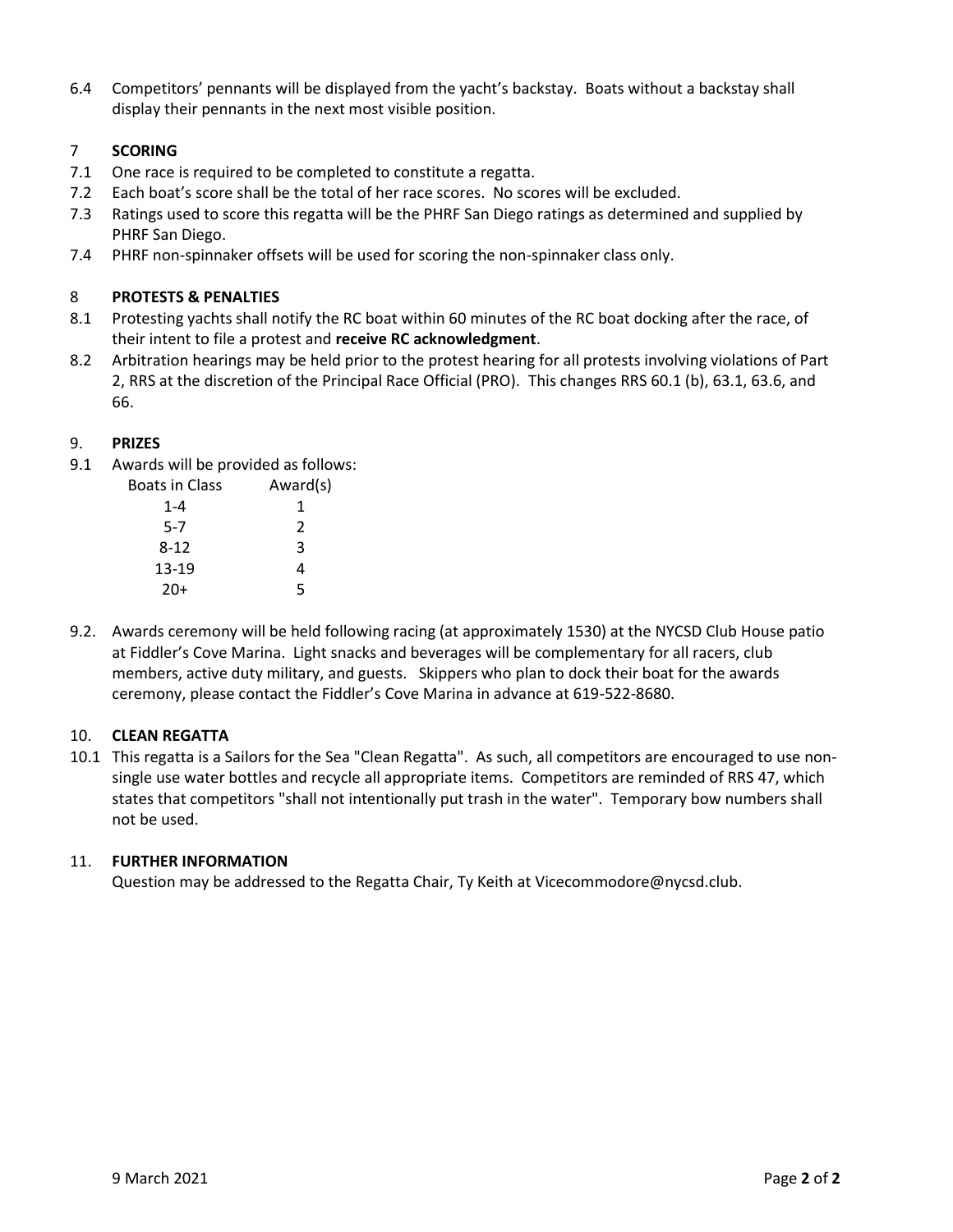6.4 Competitors' pennants will be displayed from the yacht's backstay. Boats without a backstay shall display their pennants in the next most visible position.

## 7 SCORING

7.1 One race is required to be completed to constitute a regatta.

7.2 Each boat's score shall be the total of her race scores. No scores will be excluded.

7.3 Ratings used to score this regatta will be the PHRF San Diego ratings as determined and supplied by PHRF San Diego.

7.4 PHRF non-spinnaker offsets will be used for scoring the non-spinnaker class only.

## 8 PROTESTS & PENALTIES

8.1 Protesting yachts shall notify the RC boat within 60 minutes of the RC boat docking after the race, of their intent to file a protest and **receive RC acknowledgment**.

8.2 Arbitration hearings may be held prior to the protest hearing for all protests involving violations of Part 2, RRS at the discretion of the Principal Race Official (PRO). This changes RRS 60.1 (b), 63.1, 63.6, and 66.

## 9. PRIZES

9.1 Awards will be provided as follows:

| Boats in Class | Award(s) |
|---|---|
| 1-4 | 1 |
| 5-7 | 2 |
| 8-12 | 3 |
| 13-19 | 4 |
| 20+ | 5 |

9.2. Awards ceremony will be held following racing (at approximately 1530) at the NYCSD Club House patio at Fiddler's Cove Marina. Light snacks and beverages will be complementary for all racers, club members, active duty military, and guests. Skippers who plan to dock their boat for the awards ceremony, please contact the Fiddler's Cove Marina in advance at 619-522-8680.

## 10. CLEAN REGATTA

10.1 This regatta is a Sailors for the Sea "Clean Regatta". As such, all competitors are encouraged to use non-single use water bottles and recycle all appropriate items. Competitors are reminded of RRS 47, which states that competitors "shall not intentionally put trash in the water". Temporary bow numbers shall not be used.

## 11. FURTHER INFORMATION

Question may be addressed to the Regatta Chair, Ty Keith at Vicecommodore@nycsd.club.

9 March 2021